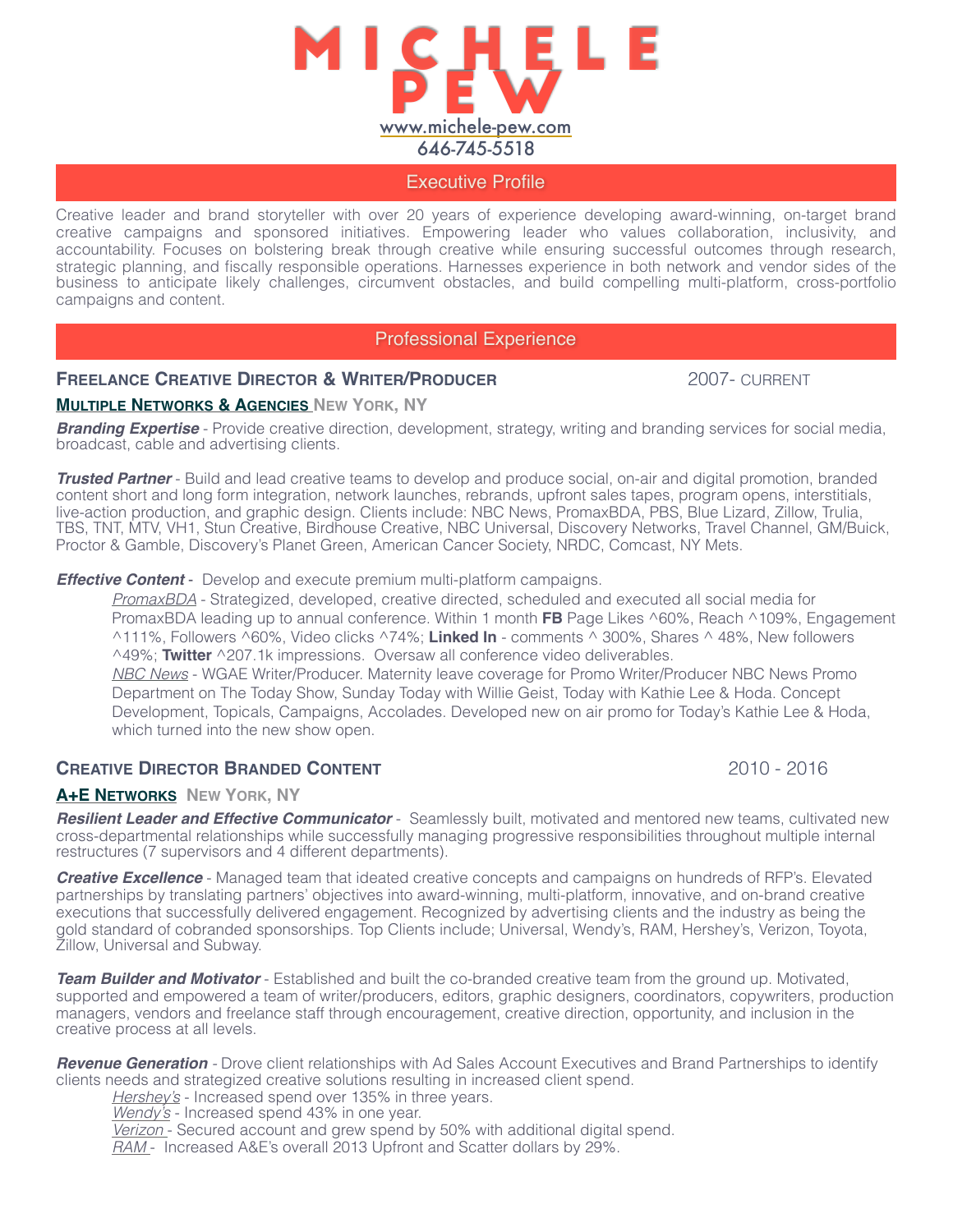# MICHELE PEW

www.michele-pew.com
646-745-5518

## Executive Profile

Creative leader and brand storyteller with over 20 years of experience developing award-winning, on-target brand creative campaigns and sponsored initiatives. Empowering leader who values collaboration, inclusivity, and accountability. Focuses on bolstering break through creative while ensuring successful outcomes through research, strategic planning, and fiscally responsible operations. Harnesses experience in both network and vendor sides of the business to anticipate likely challenges, circumvent obstacles, and build compelling multi-platform, cross-portfolio campaigns and content.

## Professional Experience

### Freelance Creative Director & Writer/Producer — 2007- CURRENT

**Multiple Networks & Agencies** New York, NY

***Branding Expertise*** - Provide creative direction, development, strategy, writing and branding services for social media, broadcast, cable and advertising clients.

***Trusted Partner*** - Build and lead creative teams to develop and produce social, on-air and digital promotion, branded content short and long form integration, network launches, rebrands, upfront sales tapes, program opens, interstitials, live-action production, and graphic design. Clients include: NBC News, PromaxBDA, PBS, Blue Lizard, Zillow, Trulia, TBS, TNT, MTV, VH1, Stun Creative, Birdhouse Creative, NBC Universal, Discovery Networks, Travel Channel, GM/Buick, Proctor & Gamble, Discovery's Planet Green, American Cancer Society, NRDC, Comcast, NY Mets.

***Effective Content*** - Develop and execute premium multi-platform campaigns.

*PromaxBDA* - Strategized, developed, creative directed, scheduled and executed all social media for PromaxBDA leading up to annual conference. Within 1 month **FB** Page Likes ^60%, Reach ^109%, Engagement ^111%, Followers ^60%, Video clicks ^74%; **Linked In** - comments ^ 300%, Shares ^ 48%, New followers ^49%; **Twitter** ^207.1k impressions. Oversaw all conference video deliverables.

*NBC News* - WGAE Writer/Producer. Maternity leave coverage for Promo Writer/Producer NBC News Promo Department on The Today Show, Sunday Today with Willie Geist, Today with Kathie Lee & Hoda. Concept Development, Topicals, Campaigns, Accolades. Developed new on air promo for Today's Kathie Lee & Hoda, which turned into the new show open.

### Creative Director Branded Content — 2010 - 2016

**A+E Networks** New York, NY

***Resilient Leader and Effective Communicator*** - Seamlessly built, motivated and mentored new teams, cultivated new cross-departmental relationships while successfully managing progressive responsibilities throughout multiple internal restructures (7 supervisors and 4 different departments).

***Creative Excellence*** - Managed team that ideated creative concepts and campaigns on hundreds of RFP's. Elevated partnerships by translating partners' objectives into award-winning, multi-platform, innovative, and on-brand creative executions that successfully delivered engagement. Recognized by advertising clients and the industry as being the gold standard of cobranded sponsorships. Top Clients include; Universal, Wendy's, RAM, Hershey's, Verizon, Toyota, Zillow, Universal and Subway.

***Team Builder and Motivator*** - Established and built the co-branded creative team from the ground up. Motivated, supported and empowered a team of writer/producers, editors, graphic designers, coordinators, copywriters, production managers, vendors and freelance staff through encouragement, creative direction, opportunity, and inclusion in the creative process at all levels.

***Revenue Generation*** - Drove client relationships with Ad Sales Account Executives and Brand Partnerships to identify clients needs and strategized creative solutions resulting in increased client spend.

*Hershey's* - Increased spend over 135% in three years.
*Wendy's* - Increased spend 43% in one year.
*Verizon* - Secured account and grew spend by 50% with additional digital spend.
*RAM* - Increased A&E's overall 2013 Upfront and Scatter dollars by 29%.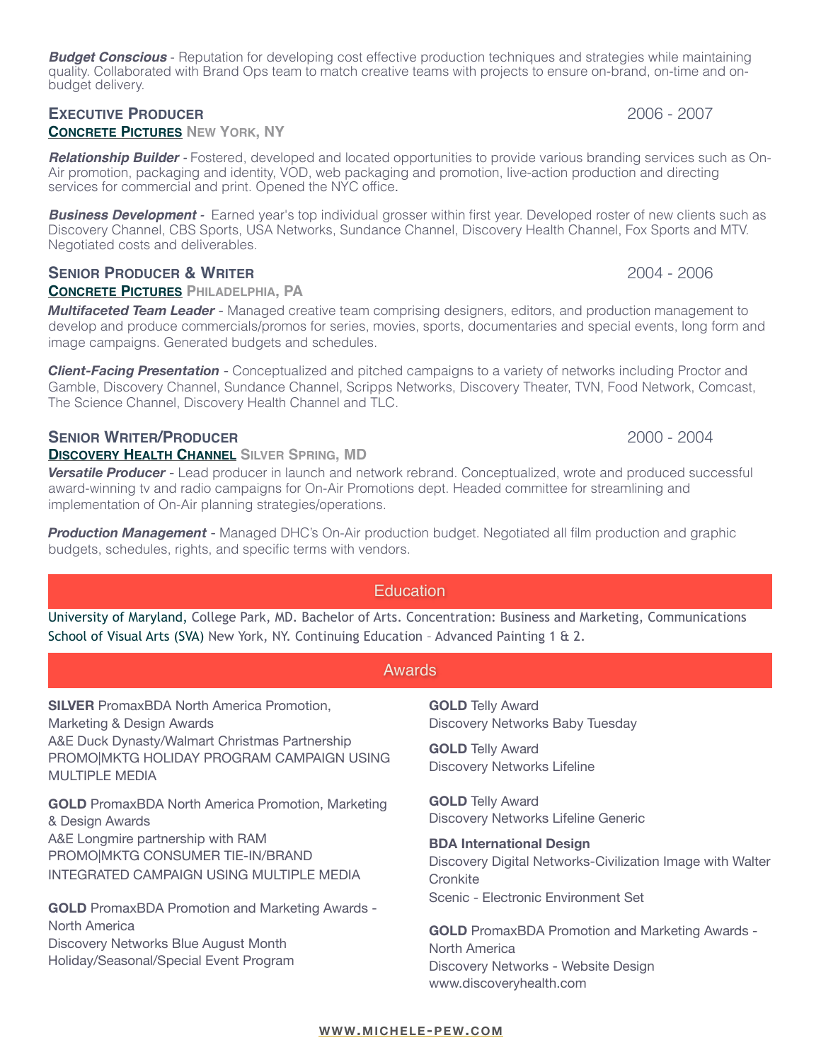***Budget Conscious*** - Reputation for developing cost effective production techniques and strategies while maintaining quality. Collaborated with Brand Ops team to match creative teams with projects to ensure on-brand, on-time and on-budget delivery.

### EXECUTIVE PRODUCER — 2006 - 2007

**CONCRETE PICTURES** NEW YORK, NY

***Relationship Builder*** - Fostered, developed and located opportunities to provide various branding services such as On-Air promotion, packaging and identity, VOD, web packaging and promotion, live-action production and directing services for commercial and print. Opened the NYC office.

***Business Development*** - Earned year's top individual grosser within first year. Developed roster of new clients such as Discovery Channel, CBS Sports, USA Networks, Sundance Channel, Discovery Health Channel, Fox Sports and MTV. Negotiated costs and deliverables.

### SENIOR PRODUCER & WRITER — 2004 - 2006

**CONCRETE PICTURES** PHILADELPHIA, PA

***Multifaceted Team Leader*** - Managed creative team comprising designers, editors, and production management to develop and produce commercials/promos for series, movies, sports, documentaries and special events, long form and image campaigns. Generated budgets and schedules.

***Client-Facing Presentation*** - Conceptualized and pitched campaigns to a variety of networks including Proctor and Gamble, Discovery Channel, Sundance Channel, Scripps Networks, Discovery Theater, TVN, Food Network, Comcast, The Science Channel, Discovery Health Channel and TLC.

### SENIOR WRITER/PRODUCER — 2000 - 2004

**DISCOVERY HEALTH CHANNEL** SILVER SPRING, MD

***Versatile Producer*** - Lead producer in launch and network rebrand. Conceptualized, wrote and produced successful award-winning tv and radio campaigns for On-Air Promotions dept. Headed committee for streamlining and implementation of On-Air planning strategies/operations.

***Production Management*** - Managed DHC's On-Air production budget. Negotiated all film production and graphic budgets, schedules, rights, and specific terms with vendors.

## Education

University of Maryland, College Park, MD. Bachelor of Arts. Concentration: Business and Marketing, Communications

School of Visual Arts (SVA) New York, NY. Continuing Education - Advanced Painting 1 & 2.

## Awards

**SILVER** PromaxBDA North America Promotion, Marketing & Design Awards
A&E Duck Dynasty/Walmart Christmas Partnership
PROMO|MKTG HOLIDAY PROGRAM CAMPAIGN USING MULTIPLE MEDIA

**GOLD** PromaxBDA North America Promotion, Marketing & Design Awards
A&E Longmire partnership with RAM
PROMO|MKTG CONSUMER TIE-IN/BRAND INTEGRATED CAMPAIGN USING MULTIPLE MEDIA

**GOLD** PromaxBDA Promotion and Marketing Awards - North America
Discovery Networks Blue August Month
Holiday/Seasonal/Special Event Program

**GOLD** Telly Award
Discovery Networks Baby Tuesday

**GOLD** Telly Award
Discovery Networks Lifeline

**GOLD** Telly Award
Discovery Networks Lifeline Generic

**BDA International Design**
Discovery Digital Networks-Civilization Image with Walter Cronkite
Scenic - Electronic Environment Set

**GOLD** PromaxBDA Promotion and Marketing Awards - North America
Discovery Networks - Website Design
www.discoveryhealth.com

WWW.MICHELE-PEW.COM